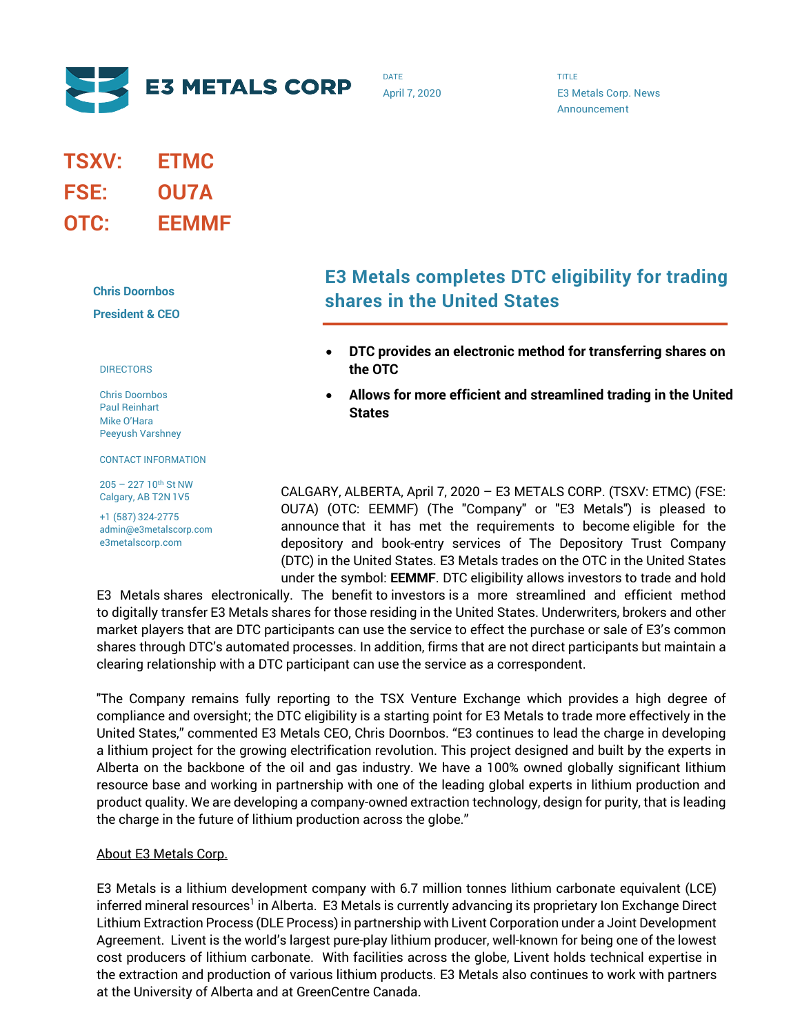**E3 METALS CORP**

DATE
April 7, 2020

TITLE
E3 Metals Corp. News Announcement

**TSXV: ETMC**
**FSE: OU7A**
**OTC: EEMMF**

**Chris Doornbos**
**President & CEO**

DIRECTORS

Chris Doornbos
Paul Reinhart
Mike O'Hara
Peeyush Varshney

CONTACT INFORMATION

205 – 227 10th St NW
Calgary, AB T2N 1V5

+1 (587) 324-2775
admin@e3metalscorp.com
e3metalscorp.com

# E3 Metals completes DTC eligibility for trading shares in the United States

- **DTC provides an electronic method for transferring shares on the OTC**
- **Allows for more efficient and streamlined trading in the United States**

CALGARY, ALBERTA, April 7, 2020 – E3 METALS CORP. (TSXV: ETMC) (FSE: OU7A) (OTC: EEMMF) (The "Company" or "E3 Metals") is pleased to announce that it has met the requirements to become eligible for the depository and book-entry services of The Depository Trust Company (DTC) in the United States. E3 Metals trades on the OTC in the United States under the symbol: **EEMMF**. DTC eligibility allows investors to trade and hold E3 Metals shares electronically. The benefit to investors is a more streamlined and efficient method to digitally transfer E3 Metals shares for those residing in the United States. Underwriters, brokers and other market players that are DTC participants can use the service to effect the purchase or sale of E3's common shares through DTC's automated processes. In addition, firms that are not direct participants but maintain a clearing relationship with a DTC participant can use the service as a correspondent.

"The Company remains fully reporting to the TSX Venture Exchange which provides a high degree of compliance and oversight; the DTC eligibility is a starting point for E3 Metals to trade more effectively in the United States," commented E3 Metals CEO, Chris Doornbos. "E3 continues to lead the charge in developing a lithium project for the growing electrification revolution. This project designed and built by the experts in Alberta on the backbone of the oil and gas industry. We have a 100% owned globally significant lithium resource base and working in partnership with one of the leading global experts in lithium production and product quality. We are developing a company-owned extraction technology, design for purity, that is leading the charge in the future of lithium production across the globe."

About E3 Metals Corp.

E3 Metals is a lithium development company with 6.7 million tonnes lithium carbonate equivalent (LCE) inferred mineral resources[1] in Alberta. E3 Metals is currently advancing its proprietary Ion Exchange Direct Lithium Extraction Process (DLE Process) in partnership with Livent Corporation under a Joint Development Agreement. Livent is the world's largest pure-play lithium producer, well-known for being one of the lowest cost producers of lithium carbonate. With facilities across the globe, Livent holds technical expertise in the extraction and production of various lithium products. E3 Metals also continues to work with partners at the University of Alberta and at GreenCentre Canada.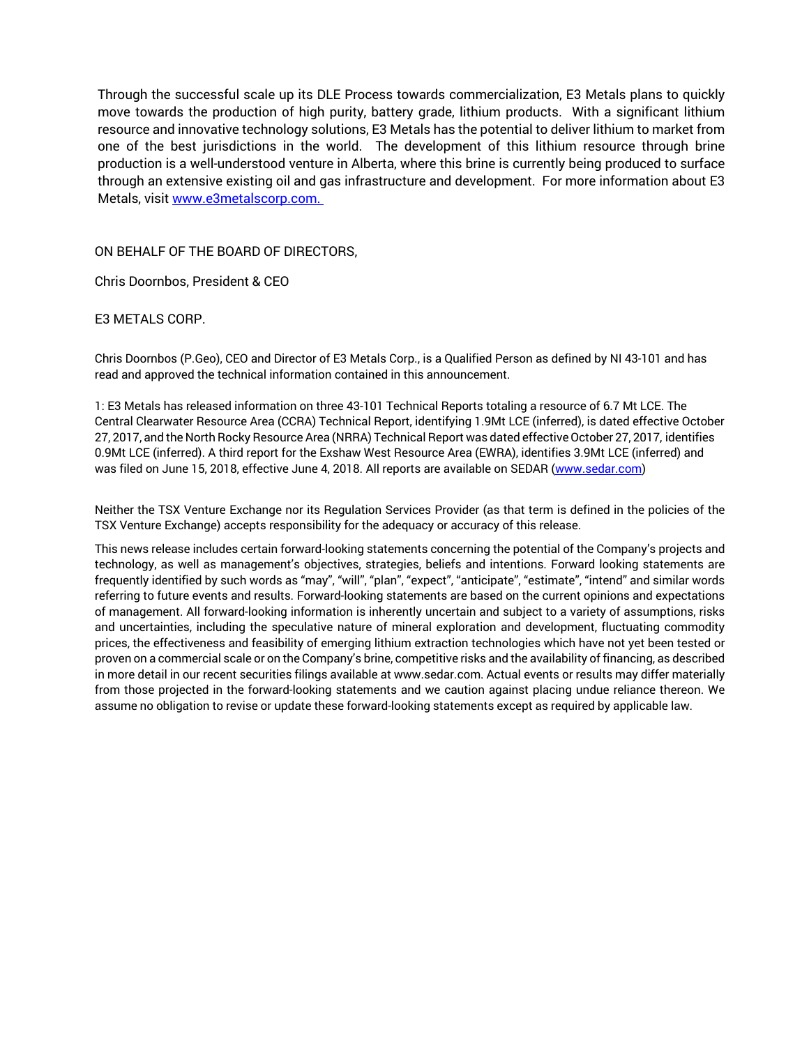Through the successful scale up its DLE Process towards commercialization, E3 Metals plans to quickly move towards the production of high purity, battery grade, lithium products. With a significant lithium resource and innovative technology solutions, E3 Metals has the potential to deliver lithium to market from one of the best jurisdictions in the world. The development of this lithium resource through brine production is a well-understood venture in Alberta, where this brine is currently being produced to surface through an extensive existing oil and gas infrastructure and development. For more information about E3 Metals, visit [www.e3metalscorp.com.](http://www.e3metalscorp.com)

ON BEHALF OF THE BOARD OF DIRECTORS,

Chris Doornbos, President & CEO

E3 METALS CORP.

Chris Doornbos (P.Geo), CEO and Director of E3 Metals Corp., is a Qualified Person as defined by NI 43-101 and has read and approved the technical information contained in this announcement.

1: E3 Metals has released information on three 43-101 Technical Reports totaling a resource of 6.7 Mt LCE. The Central Clearwater Resource Area (CCRA) Technical Report, identifying 1.9Mt LCE (inferred), is dated effective October 27, 2017, and the North Rocky Resource Area (NRRA) Technical Report was dated effective October 27, 2017, identifies 0.9Mt LCE (inferred). A third report for the Exshaw West Resource Area (EWRA), identifies 3.9Mt LCE (inferred) and was filed on June 15, 2018, effective June 4, 2018. All reports are available on SEDAR ([www.sedar.com](http://www.sedar.com))

Neither the TSX Venture Exchange nor its Regulation Services Provider (as that term is defined in the policies of the TSX Venture Exchange) accepts responsibility for the adequacy or accuracy of this release.

This news release includes certain forward-looking statements concerning the potential of the Company's projects and technology, as well as management's objectives, strategies, beliefs and intentions. Forward looking statements are frequently identified by such words as "may", "will", "plan", "expect", "anticipate", "estimate", "intend" and similar words referring to future events and results. Forward-looking statements are based on the current opinions and expectations of management. All forward-looking information is inherently uncertain and subject to a variety of assumptions, risks and uncertainties, including the speculative nature of mineral exploration and development, fluctuating commodity prices, the effectiveness and feasibility of emerging lithium extraction technologies which have not yet been tested or proven on a commercial scale or on the Company's brine, competitive risks and the availability of financing, as described in more detail in our recent securities filings available at www.sedar.com. Actual events or results may differ materially from those projected in the forward-looking statements and we caution against placing undue reliance thereon. We assume no obligation to revise or update these forward-looking statements except as required by applicable law.